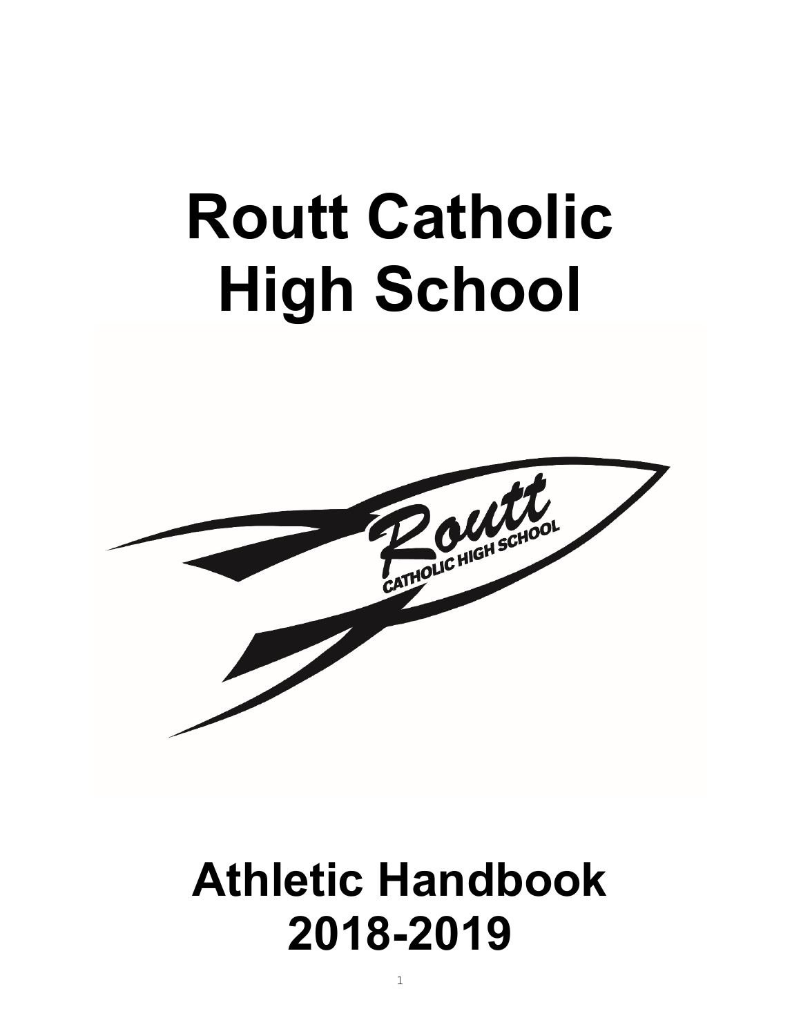# Routt Catholic High School

# Athletic Handbook 2018-2019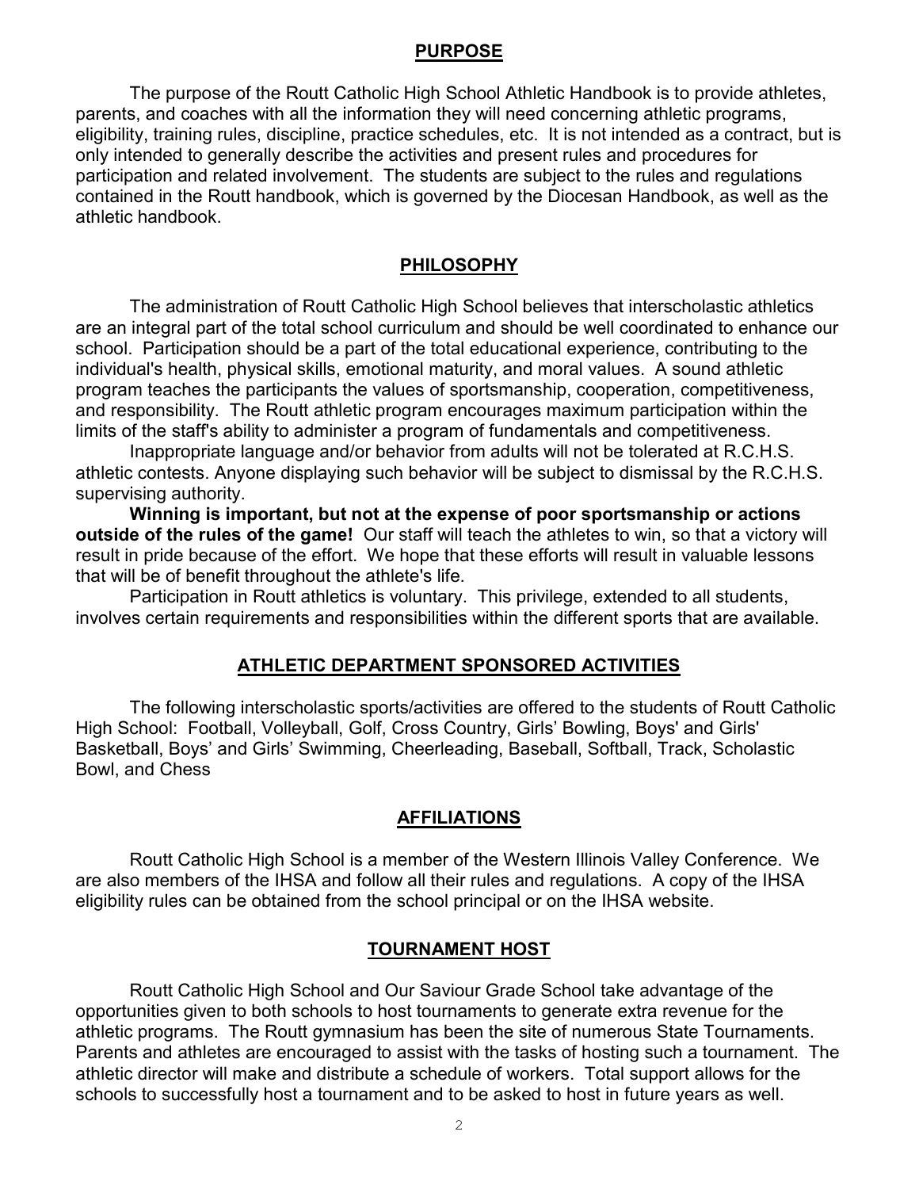## PURPOSE

The purpose of the Routt Catholic High School Athletic Handbook is to provide athletes, parents, and coaches with all the information they will need concerning athletic programs, eligibility, training rules, discipline, practice schedules, etc. It is not intended as a contract, but is only intended to generally describe the activities and present rules and procedures for participation and related involvement. The students are subject to the rules and regulations contained in the Routt handbook, which is governed by the Diocesan Handbook, as well as the athletic handbook.

## PHILOSOPHY

The administration of Routt Catholic High School believes that interscholastic athletics are an integral part of the total school curriculum and should be well coordinated to enhance our school. Participation should be a part of the total educational experience, contributing to the individual's health, physical skills, emotional maturity, and moral values. A sound athletic program teaches the participants the values of sportsmanship, cooperation, competitiveness, and responsibility. The Routt athletic program encourages maximum participation within the limits of the staff's ability to administer a program of fundamentals and competitiveness.

Inappropriate language and/or behavior from adults will not be tolerated at R.C.H.S. athletic contests. Anyone displaying such behavior will be subject to dismissal by the R.C.H.S. supervising authority.

**Winning is important, but not at the expense of poor sportsmanship or actions outside of the rules of the game!** Our staff will teach the athletes to win, so that a victory will result in pride because of the effort. We hope that these efforts will result in valuable lessons that will be of benefit throughout the athlete's life.

Participation in Routt athletics is voluntary. This privilege, extended to all students, involves certain requirements and responsibilities within the different sports that are available.

## ATHLETIC DEPARTMENT SPONSORED ACTIVITIES

The following interscholastic sports/activities are offered to the students of Routt Catholic High School: Football, Volleyball, Golf, Cross Country, Girls' Bowling, Boys' and Girls' Basketball, Boys' and Girls' Swimming, Cheerleading, Baseball, Softball, Track, Scholastic Bowl, and Chess

## AFFILIATIONS

Routt Catholic High School is a member of the Western Illinois Valley Conference. We are also members of the IHSA and follow all their rules and regulations. A copy of the IHSA eligibility rules can be obtained from the school principal or on the IHSA website.

## TOURNAMENT HOST

Routt Catholic High School and Our Saviour Grade School take advantage of the opportunities given to both schools to host tournaments to generate extra revenue for the athletic programs. The Routt gymnasium has been the site of numerous State Tournaments. Parents and athletes are encouraged to assist with the tasks of hosting such a tournament. The athletic director will make and distribute a schedule of workers. Total support allows for the schools to successfully host a tournament and to be asked to host in future years as well.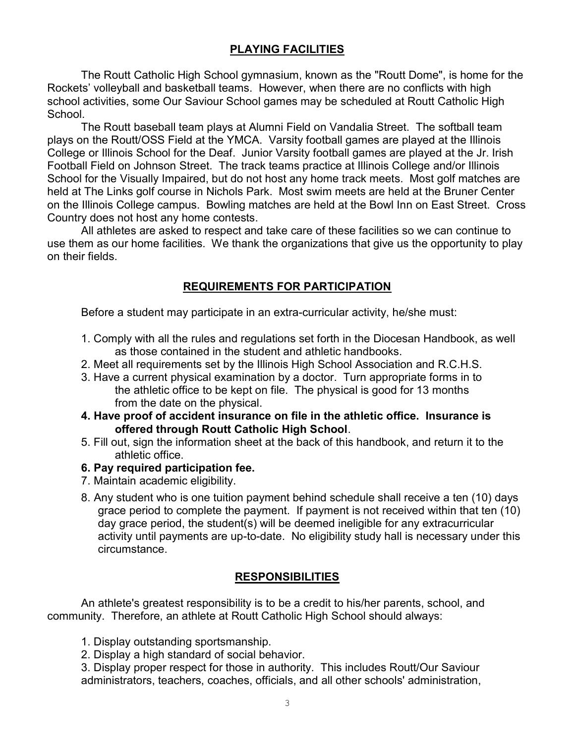## PLAYING FACILITIES

The Routt Catholic High School gymnasium, known as the "Routt Dome", is home for the Rockets' volleyball and basketball teams. However, when there are no conflicts with high school activities, some Our Saviour School games may be scheduled at Routt Catholic High School.

The Routt baseball team plays at Alumni Field on Vandalia Street. The softball team plays on the Routt/OSS Field at the YMCA. Varsity football games are played at the Illinois College or Illinois School for the Deaf. Junior Varsity football games are played at the Jr. Irish Football Field on Johnson Street. The track teams practice at Illinois College and/or Illinois School for the Visually Impaired, but do not host any home track meets. Most golf matches are held at The Links golf course in Nichols Park. Most swim meets are held at the Bruner Center on the Illinois College campus. Bowling matches are held at the Bowl Inn on East Street. Cross Country does not host any home contests.

All athletes are asked to respect and take care of these facilities so we can continue to use them as our home facilities. We thank the organizations that give us the opportunity to play on their fields.

## REQUIREMENTS FOR PARTICIPATION

Before a student may participate in an extra-curricular activity, he/she must:

1. Comply with all the rules and regulations set forth in the Diocesan Handbook, as well as those contained in the student and athletic handbooks.
2. Meet all requirements set by the Illinois High School Association and R.C.H.S.
3. Have a current physical examination by a doctor. Turn appropriate forms in to the athletic office to be kept on file. The physical is good for 13 months from the date on the physical.
4. **Have proof of accident insurance on file in the athletic office. Insurance is offered through Routt Catholic High School**.
5. Fill out, sign the information sheet at the back of this handbook, and return it to the athletic office.
6. **Pay required participation fee.**
7. Maintain academic eligibility.
8. Any student who is one tuition payment behind schedule shall receive a ten (10) days grace period to complete the payment. If payment is not received within that ten (10) day grace period, the student(s) will be deemed ineligible for any extracurricular activity until payments are up-to-date. No eligibility study hall is necessary under this circumstance.

## RESPONSIBILITIES

An athlete's greatest responsibility is to be a credit to his/her parents, school, and community. Therefore, an athlete at Routt Catholic High School should always:

1. Display outstanding sportsmanship.
2. Display a high standard of social behavior.
3. Display proper respect for those in authority. This includes Routt/Our Saviour administrators, teachers, coaches, officials, and all other schools' administration,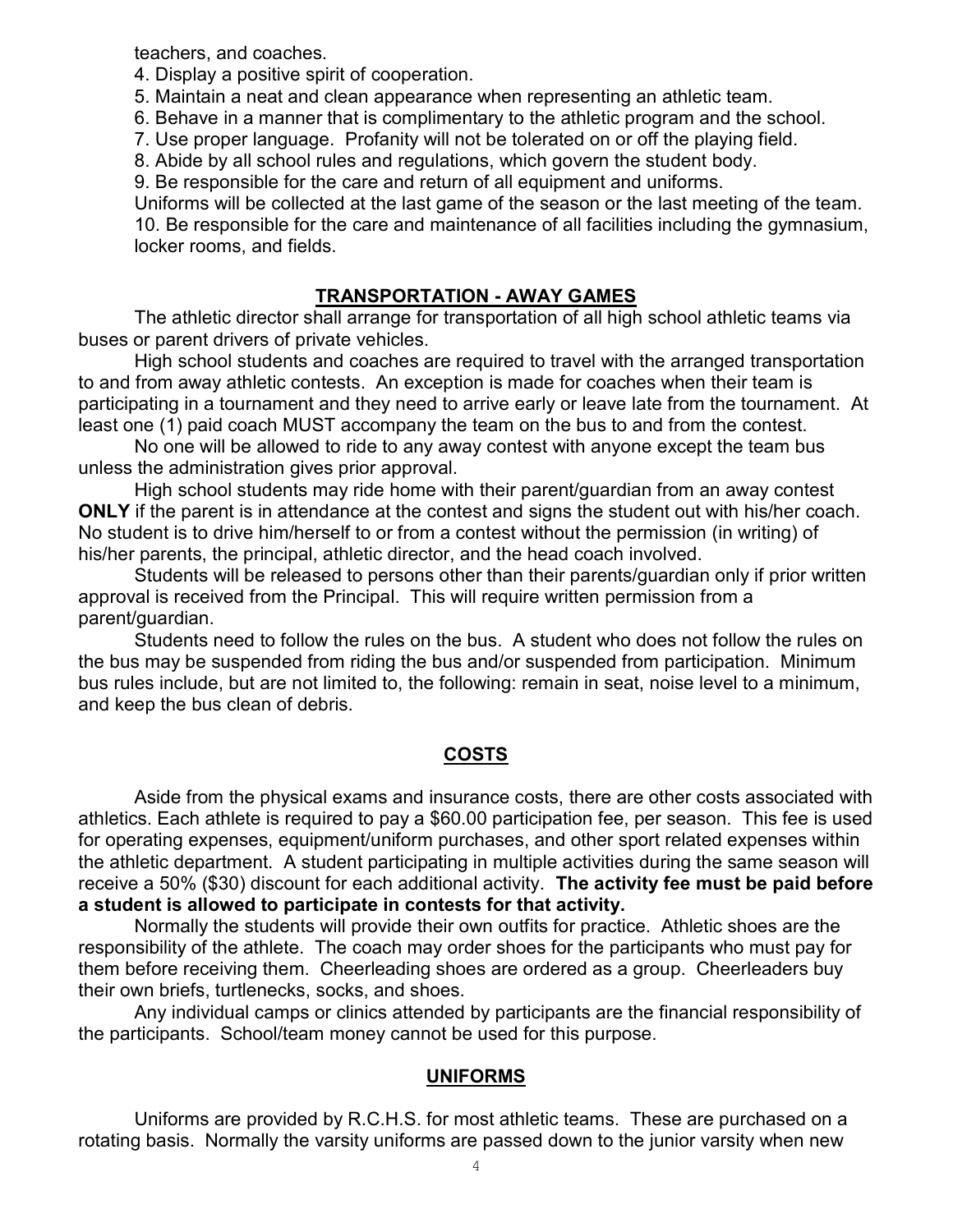teachers, and coaches.

4. Display a positive spirit of cooperation.
5. Maintain a neat and clean appearance when representing an athletic team.
6. Behave in a manner that is complimentary to the athletic program and the school.
7. Use proper language. Profanity will not be tolerated on or off the playing field.
8. Abide by all school rules and regulations, which govern the student body.
9. Be responsible for the care and return of all equipment and uniforms.
   Uniforms will be collected at the last game of the season or the last meeting of the team.
10. Be responsible for the care and maintenance of all facilities including the gymnasium, locker rooms, and fields.

## TRANSPORTATION - AWAY GAMES

The athletic director shall arrange for transportation of all high school athletic teams via buses or parent drivers of private vehicles.

High school students and coaches are required to travel with the arranged transportation to and from away athletic contests. An exception is made for coaches when their team is participating in a tournament and they need to arrive early or leave late from the tournament. At least one (1) paid coach MUST accompany the team on the bus to and from the contest.

No one will be allowed to ride to any away contest with anyone except the team bus unless the administration gives prior approval.

High school students may ride home with their parent/guardian from an away contest **ONLY** if the parent is in attendance at the contest and signs the student out with his/her coach. No student is to drive him/herself to or from a contest without the permission (in writing) of his/her parents, the principal, athletic director, and the head coach involved.

Students will be released to persons other than their parents/guardian only if prior written approval is received from the Principal. This will require written permission from a parent/guardian.

Students need to follow the rules on the bus. A student who does not follow the rules on the bus may be suspended from riding the bus and/or suspended from participation. Minimum bus rules include, but are not limited to, the following: remain in seat, noise level to a minimum, and keep the bus clean of debris.

## COSTS

Aside from the physical exams and insurance costs, there are other costs associated with athletics. Each athlete is required to pay a $60.00 participation fee, per season. This fee is used for operating expenses, equipment/uniform purchases, and other sport related expenses within the athletic department. A student participating in multiple activities during the same season will receive a 50% ($30) discount for each additional activity. **The activity fee must be paid before a student is allowed to participate in contests for that activity.**

Normally the students will provide their own outfits for practice. Athletic shoes are the responsibility of the athlete. The coach may order shoes for the participants who must pay for them before receiving them. Cheerleading shoes are ordered as a group. Cheerleaders buy their own briefs, turtlenecks, socks, and shoes.

Any individual camps or clinics attended by participants are the financial responsibility of the participants. School/team money cannot be used for this purpose.

## UNIFORMS

Uniforms are provided by R.C.H.S. for most athletic teams. These are purchased on a rotating basis. Normally the varsity uniforms are passed down to the junior varsity when new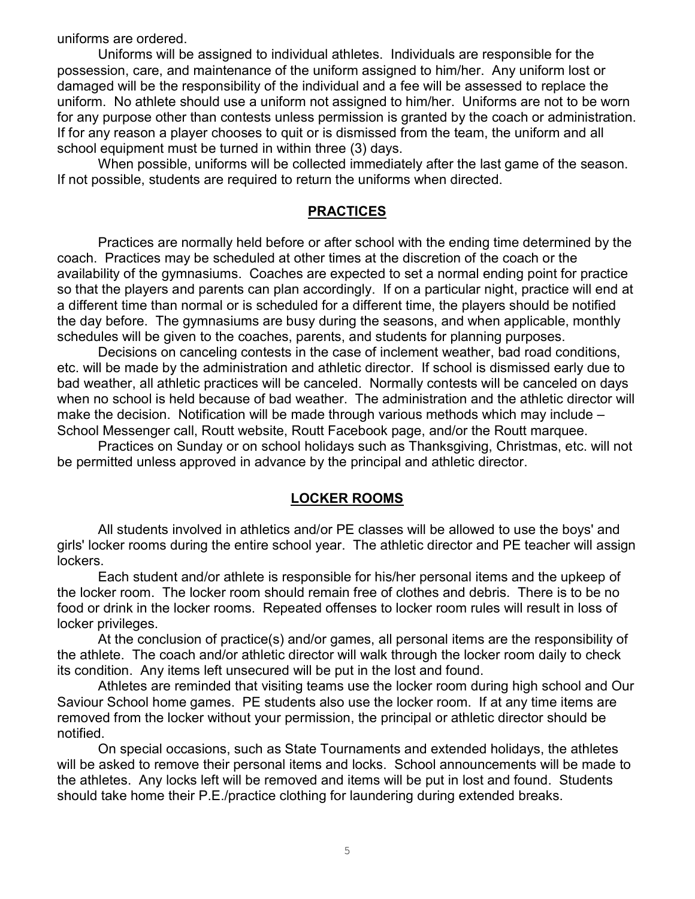uniforms are ordered.

Uniforms will be assigned to individual athletes. Individuals are responsible for the possession, care, and maintenance of the uniform assigned to him/her. Any uniform lost or damaged will be the responsibility of the individual and a fee will be assessed to replace the uniform. No athlete should use a uniform not assigned to him/her. Uniforms are not to be worn for any purpose other than contests unless permission is granted by the coach or administration. If for any reason a player chooses to quit or is dismissed from the team, the uniform and all school equipment must be turned in within three (3) days.

When possible, uniforms will be collected immediately after the last game of the season. If not possible, students are required to return the uniforms when directed.

## PRACTICES

Practices are normally held before or after school with the ending time determined by the coach. Practices may be scheduled at other times at the discretion of the coach or the availability of the gymnasiums. Coaches are expected to set a normal ending point for practice so that the players and parents can plan accordingly. If on a particular night, practice will end at a different time than normal or is scheduled for a different time, the players should be notified the day before. The gymnasiums are busy during the seasons, and when applicable, monthly schedules will be given to the coaches, parents, and students for planning purposes.

Decisions on canceling contests in the case of inclement weather, bad road conditions, etc. will be made by the administration and athletic director. If school is dismissed early due to bad weather, all athletic practices will be canceled. Normally contests will be canceled on days when no school is held because of bad weather. The administration and the athletic director will make the decision. Notification will be made through various methods which may include – School Messenger call, Routt website, Routt Facebook page, and/or the Routt marquee.

Practices on Sunday or on school holidays such as Thanksgiving, Christmas, etc. will not be permitted unless approved in advance by the principal and athletic director.

## LOCKER ROOMS

All students involved in athletics and/or PE classes will be allowed to use the boys' and girls' locker rooms during the entire school year. The athletic director and PE teacher will assign lockers.

Each student and/or athlete is responsible for his/her personal items and the upkeep of the locker room. The locker room should remain free of clothes and debris. There is to be no food or drink in the locker rooms. Repeated offenses to locker room rules will result in loss of locker privileges.

At the conclusion of practice(s) and/or games, all personal items are the responsibility of the athlete. The coach and/or athletic director will walk through the locker room daily to check its condition. Any items left unsecured will be put in the lost and found.

Athletes are reminded that visiting teams use the locker room during high school and Our Saviour School home games. PE students also use the locker room. If at any time items are removed from the locker without your permission, the principal or athletic director should be notified.

On special occasions, such as State Tournaments and extended holidays, the athletes will be asked to remove their personal items and locks. School announcements will be made to the athletes. Any locks left will be removed and items will be put in lost and found. Students should take home their P.E./practice clothing for laundering during extended breaks.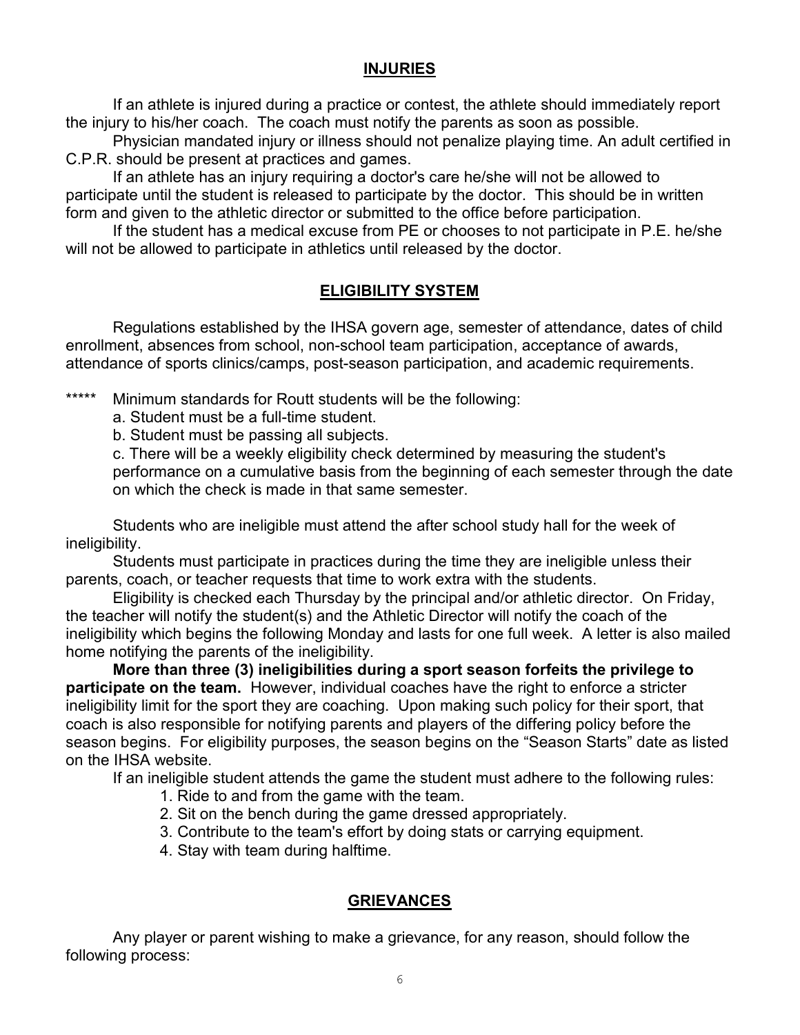## INJURIES

If an athlete is injured during a practice or contest, the athlete should immediately report the injury to his/her coach. The coach must notify the parents as soon as possible.

Physician mandated injury or illness should not penalize playing time. An adult certified in C.P.R. should be present at practices and games.

If an athlete has an injury requiring a doctor's care he/she will not be allowed to participate until the student is released to participate by the doctor. This should be in written form and given to the athletic director or submitted to the office before participation.

If the student has a medical excuse from PE or chooses to not participate in P.E. he/she will not be allowed to participate in athletics until released by the doctor.

## ELIGIBILITY SYSTEM

Regulations established by the IHSA govern age, semester of attendance, dates of child enrollment, absences from school, non-school team participation, acceptance of awards, attendance of sports clinics/camps, post-season participation, and academic requirements.

***** Minimum standards for Routt students will be the following:

a. Student must be a full-time student.

b. Student must be passing all subjects.

c. There will be a weekly eligibility check determined by measuring the student's performance on a cumulative basis from the beginning of each semester through the date on which the check is made in that same semester.

Students who are ineligible must attend the after school study hall for the week of ineligibility.

Students must participate in practices during the time they are ineligible unless their parents, coach, or teacher requests that time to work extra with the students.

Eligibility is checked each Thursday by the principal and/or athletic director. On Friday, the teacher will notify the student(s) and the Athletic Director will notify the coach of the ineligibility which begins the following Monday and lasts for one full week. A letter is also mailed home notifying the parents of the ineligibility.

**More than three (3) ineligibilities during a sport season forfeits the privilege to participate on the team.** However, individual coaches have the right to enforce a stricter ineligibility limit for the sport they are coaching. Upon making such policy for their sport, that coach is also responsible for notifying parents and players of the differing policy before the season begins. For eligibility purposes, the season begins on the "Season Starts" date as listed on the IHSA website.

If an ineligible student attends the game the student must adhere to the following rules:

1. Ride to and from the game with the team.
2. Sit on the bench during the game dressed appropriately.
3. Contribute to the team's effort by doing stats or carrying equipment.
4. Stay with team during halftime.

## GRIEVANCES

Any player or parent wishing to make a grievance, for any reason, should follow the following process: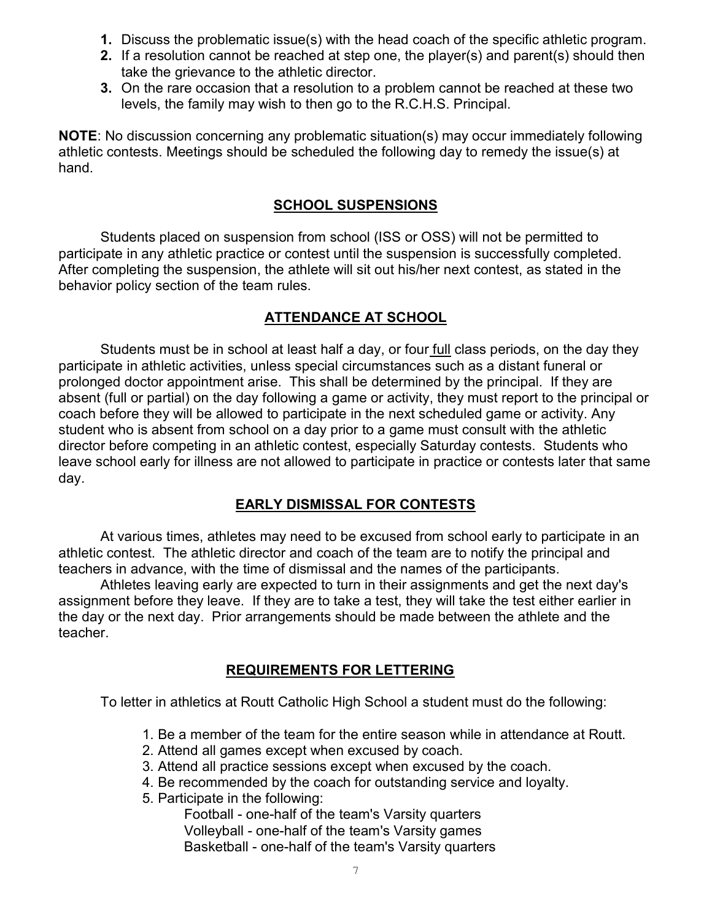1. Discuss the problematic issue(s) with the head coach of the specific athletic program.
2. If a resolution cannot be reached at step one, the player(s) and parent(s) should then take the grievance to the athletic director.
3. On the rare occasion that a resolution to a problem cannot be reached at these two levels, the family may wish to then go to the R.C.H.S. Principal.

**NOTE**: No discussion concerning any problematic situation(s) may occur immediately following athletic contests. Meetings should be scheduled the following day to remedy the issue(s) at hand.

## SCHOOL SUSPENSIONS

Students placed on suspension from school (ISS or OSS) will not be permitted to participate in any athletic practice or contest until the suspension is successfully completed. After completing the suspension, the athlete will sit out his/her next contest, as stated in the behavior policy section of the team rules.

## ATTENDANCE AT SCHOOL

Students must be in school at least half a day, or four full class periods, on the day they participate in athletic activities, unless special circumstances such as a distant funeral or prolonged doctor appointment arise. This shall be determined by the principal. If they are absent (full or partial) on the day following a game or activity, they must report to the principal or coach before they will be allowed to participate in the next scheduled game or activity. Any student who is absent from school on a day prior to a game must consult with the athletic director before competing in an athletic contest, especially Saturday contests. Students who leave school early for illness are not allowed to participate in practice or contests later that same day.

## EARLY DISMISSAL FOR CONTESTS

At various times, athletes may need to be excused from school early to participate in an athletic contest. The athletic director and coach of the team are to notify the principal and teachers in advance, with the time of dismissal and the names of the participants.

Athletes leaving early are expected to turn in their assignments and get the next day's assignment before they leave. If they are to take a test, they will take the test either earlier in the day or the next day. Prior arrangements should be made between the athlete and the teacher.

## REQUIREMENTS FOR LETTERING

To letter in athletics at Routt Catholic High School a student must do the following:

1. Be a member of the team for the entire season while in attendance at Routt.
2. Attend all games except when excused by coach.
3. Attend all practice sessions except when excused by the coach.
4. Be recommended by the coach for outstanding service and loyalty.
5. Participate in the following:
   - Football - one-half of the team's Varsity quarters
   - Volleyball - one-half of the team's Varsity games
   - Basketball - one-half of the team's Varsity quarters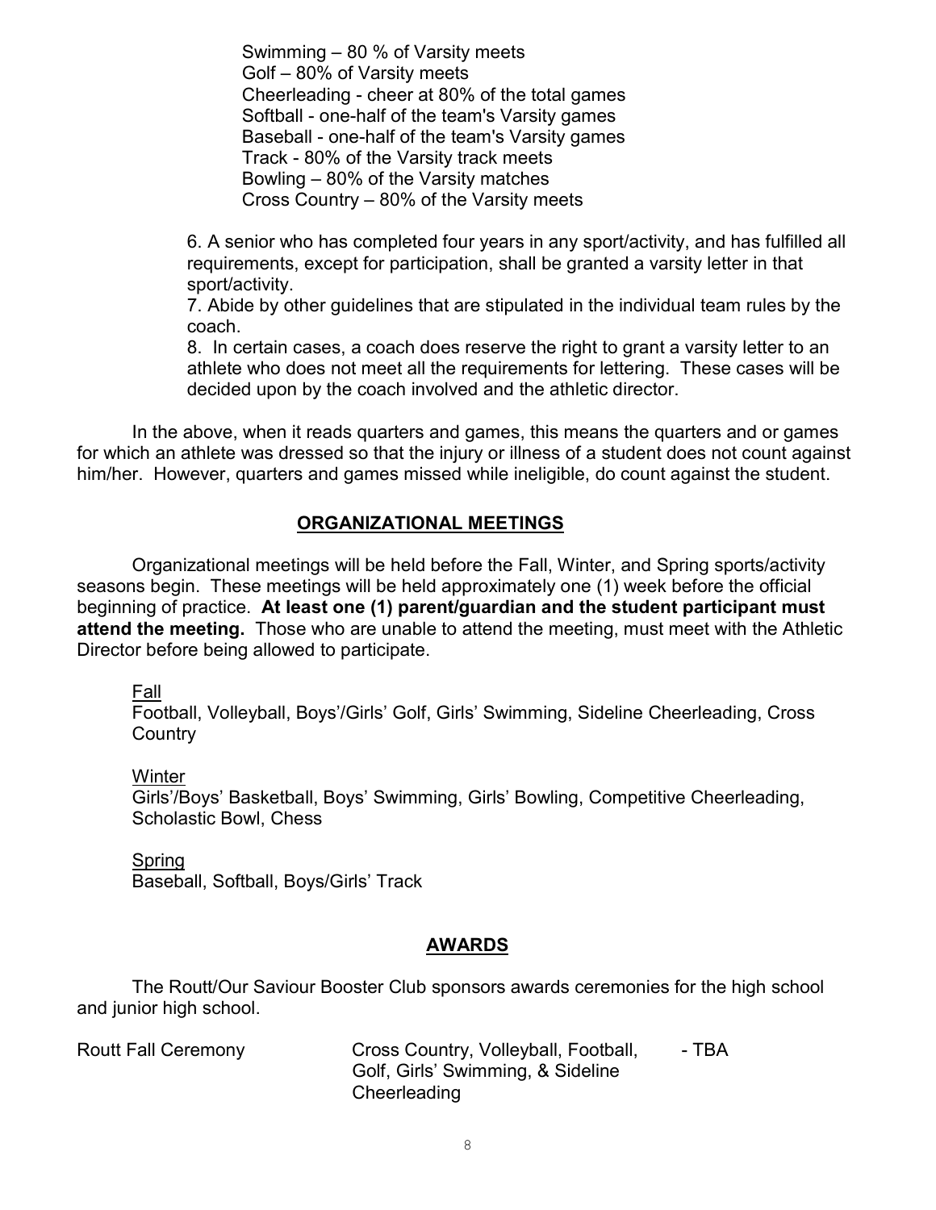Swimming – 80 % of Varsity meets
Golf – 80% of Varsity meets
Cheerleading - cheer at 80% of the total games
Softball - one-half of the team's Varsity games
Baseball - one-half of the team's Varsity games
Track - 80% of the Varsity track meets
Bowling – 80% of the Varsity matches
Cross Country – 80% of the Varsity meets

6. A senior who has completed four years in any sport/activity, and has fulfilled all requirements, except for participation, shall be granted a varsity letter in that sport/activity.
7. Abide by other guidelines that are stipulated in the individual team rules by the coach.
8. In certain cases, a coach does reserve the right to grant a varsity letter to an athlete who does not meet all the requirements for lettering. These cases will be decided upon by the coach involved and the athletic director.

In the above, when it reads quarters and games, this means the quarters and or games for which an athlete was dressed so that the injury or illness of a student does not count against him/her. However, quarters and games missed while ineligible, do count against the student.

## ORGANIZATIONAL MEETINGS

Organizational meetings will be held before the Fall, Winter, and Spring sports/activity seasons begin. These meetings will be held approximately one (1) week before the official beginning of practice. **At least one (1) parent/guardian and the student participant must attend the meeting.** Those who are unable to attend the meeting, must meet with the Athletic Director before being allowed to participate.

Fall
Football, Volleyball, Boys'/Girls' Golf, Girls' Swimming, Sideline Cheerleading, Cross Country

Winter
Girls'/Boys' Basketball, Boys' Swimming, Girls' Bowling, Competitive Cheerleading, Scholastic Bowl, Chess

Spring
Baseball, Softball, Boys/Girls' Track

## AWARDS

The Routt/Our Saviour Booster Club sponsors awards ceremonies for the high school and junior high school.

| | | |
|---|---|---|
| Routt Fall Ceremony | Cross Country, Volleyball, Football, Golf, Girls' Swimming, & Sideline Cheerleading | - TBA |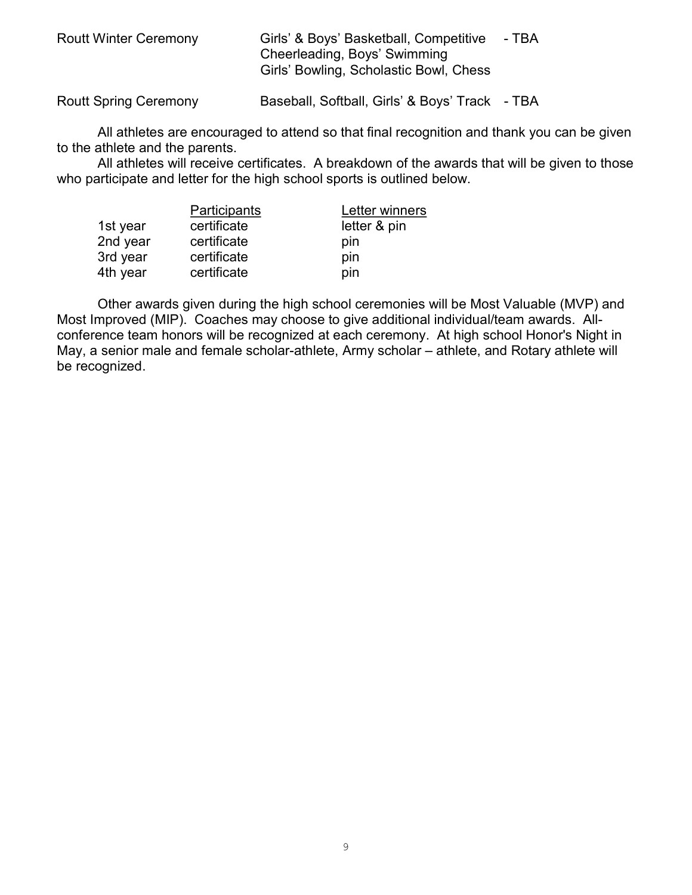| | | |
|---|---|---|
| Routt Winter Ceremony | Girls' & Boys' Basketball, Competitive Cheerleading, Boys' Swimming Girls' Bowling, Scholastic Bowl, Chess | - TBA |
| Routt Spring Ceremony | Baseball, Softball, Girls' & Boys' Track | - TBA |

All athletes are encouraged to attend so that final recognition and thank you can be given to the athlete and the parents.

All athletes will receive certificates. A breakdown of the awards that will be given to those who participate and letter for the high school sports is outlined below.

| | Participants | Letter winners |
|---|---|---|
| 1st year | certificate | letter & pin |
| 2nd year | certificate | pin |
| 3rd year | certificate | pin |
| 4th year | certificate | pin |

Other awards given during the high school ceremonies will be Most Valuable (MVP) and Most Improved (MIP). Coaches may choose to give additional individual/team awards. All-conference team honors will be recognized at each ceremony. At high school Honor's Night in May, a senior male and female scholar-athlete, Army scholar – athlete, and Rotary athlete will be recognized.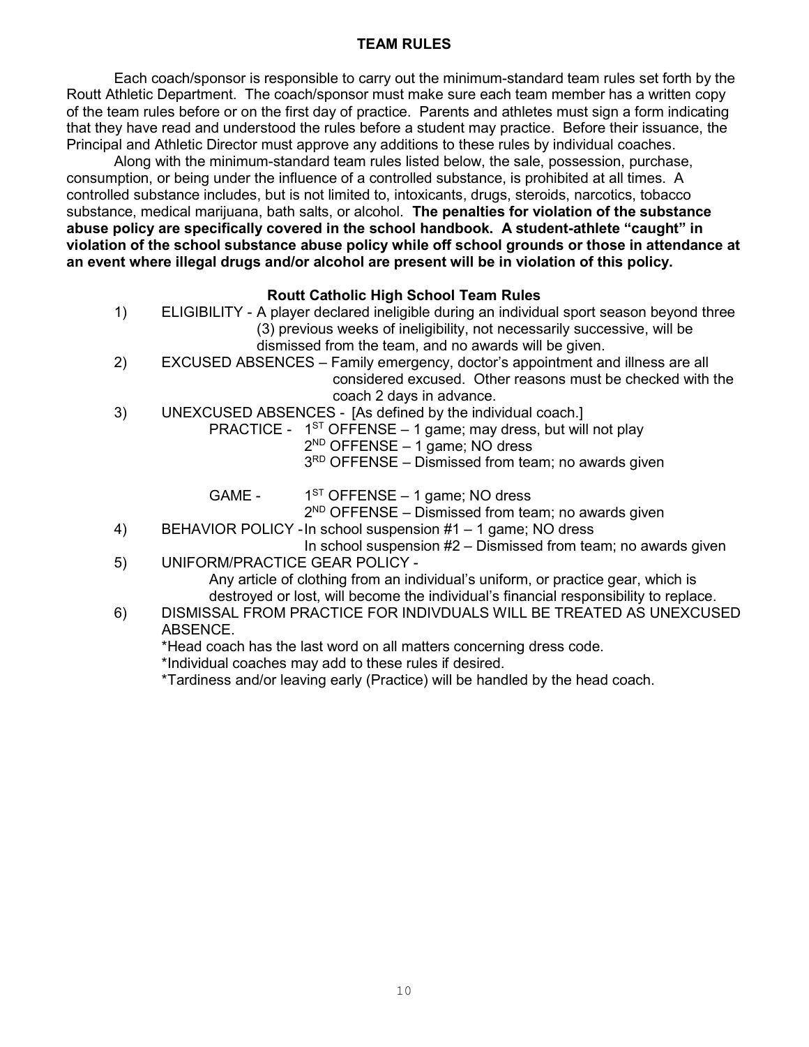## TEAM RULES

Each coach/sponsor is responsible to carry out the minimum-standard team rules set forth by the Routt Athletic Department. The coach/sponsor must make sure each team member has a written copy of the team rules before or on the first day of practice. Parents and athletes must sign a form indicating that they have read and understood the rules before a student may practice. Before their issuance, the Principal and Athletic Director must approve any additions to these rules by individual coaches.

Along with the minimum-standard team rules listed below, the sale, possession, purchase, consumption, or being under the influence of a controlled substance, is prohibited at all times. A controlled substance includes, but is not limited to, intoxicants, drugs, steroids, narcotics, tobacco substance, medical marijuana, bath salts, or alcohol. **The penalties for violation of the substance abuse policy are specifically covered in the school handbook. A student-athlete "caught" in violation of the school substance abuse policy while off school grounds or those in attendance at an event where illegal drugs and/or alcohol are present will be in violation of this policy.**

### Routt Catholic High School Team Rules

1) ELIGIBILITY - A player declared ineligible during an individual sport season beyond three (3) previous weeks of ineligibility, not necessarily successive, will be dismissed from the team, and no awards will be given.
2) EXCUSED ABSENCES – Family emergency, doctor's appointment and illness are all considered excused. Other reasons must be checked with the coach 2 days in advance.
3) UNEXCUSED ABSENCES - [As defined by the individual coach.]
   - PRACTICE -
     - 1ST OFFENSE – 1 game; may dress, but will not play
     - 2ND OFFENSE – 1 game; NO dress
     - 3RD OFFENSE – Dismissed from team; no awards given
   - GAME -
     - 1ST OFFENSE – 1 game; NO dress
     - 2ND OFFENSE – Dismissed from team; no awards given
4) BEHAVIOR POLICY -
   - In school suspension #1 – 1 game; NO dress
   - In school suspension #2 – Dismissed from team; no awards given
5) UNIFORM/PRACTICE GEAR POLICY -
   Any article of clothing from an individual's uniform, or practice gear, which is destroyed or lost, will become the individual's financial responsibility to replace.
6) DISMISSAL FROM PRACTICE FOR INDIVDUALS WILL BE TREATED AS UNEXCUSED ABSENCE.

   *Head coach has the last word on all matters concerning dress code.
   *Individual coaches may add to these rules if desired.
   *Tardiness and/or leaving early (Practice) will be handled by the head coach.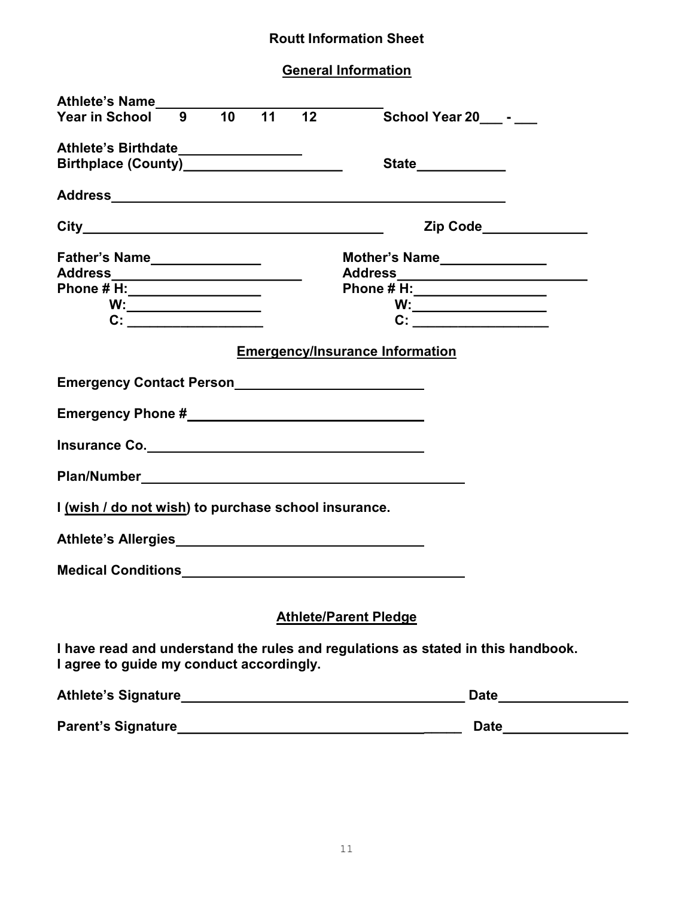# Routt Information Sheet

## General Information

**Athlete's Name**\_\_\_\_\_\_\_\_\_\_\_\_\_\_\_\_\_\_\_\_\_\_\_\_\_\_\_\_\_\_

**Year in School 9 10 11 12** **School Year 20\_\_\_ - \_\_\_**

**Athlete's Birthdate**\_\_\_\_\_\_\_\_\_\_\_\_\_\_\_\_

**Birthplace (County)**\_\_\_\_\_\_\_\_\_\_\_\_\_\_\_\_\_\_\_\_ **State**\_\_\_\_\_\_\_\_\_\_\_\_

**Address**\_\_\_\_\_\_\_\_\_\_\_\_\_\_\_\_\_\_\_\_\_\_\_\_\_\_\_\_\_\_\_\_\_\_\_\_\_\_\_\_\_\_\_\_\_\_\_\_\_\_

**City**\_\_\_\_\_\_\_\_\_\_\_\_\_\_\_\_\_\_\_\_\_\_\_\_\_\_\_\_\_\_\_\_\_\_\_\_\_\_\_\_ **Zip Code**\_\_\_\_\_\_\_\_\_\_\_\_\_\_

**Father's Name**\_\_\_\_\_\_\_\_\_\_\_\_\_\_\_
**Address**\_\_\_\_\_\_\_\_\_\_\_\_\_\_\_\_\_\_\_\_\_\_\_\_\_\_
**Phone # H:**\_\_\_\_\_\_\_\_\_\_\_\_\_\_\_\_\_\_
**W:**\_\_\_\_\_\_\_\_\_\_\_\_\_\_\_\_\_\_
**C:** \_\_\_\_\_\_\_\_\_\_\_\_\_\_\_\_\_\_

**Mother's Name**\_\_\_\_\_\_\_\_\_\_\_\_\_\_
**Address**\_\_\_\_\_\_\_\_\_\_\_\_\_\_\_\_\_\_\_\_\_\_\_\_\_\_
**Phone # H:**\_\_\_\_\_\_\_\_\_\_\_\_\_\_\_\_\_\_
**W:**\_\_\_\_\_\_\_\_\_\_\_\_\_\_\_\_\_\_
**C:** \_\_\_\_\_\_\_\_\_\_\_\_\_\_\_\_\_\_

## Emergency/Insurance Information

**Emergency Contact Person**\_\_\_\_\_\_\_\_\_\_\_\_\_\_\_\_\_\_\_\_\_\_\_\_\_

**Emergency Phone #**\_\_\_\_\_\_\_\_\_\_\_\_\_\_\_\_\_\_\_\_\_\_\_\_\_\_\_\_\_\_

**Insurance Co.**\_\_\_\_\_\_\_\_\_\_\_\_\_\_\_\_\_\_\_\_\_\_\_\_\_\_\_\_\_\_\_\_\_\_\_\_\_

**Plan/Number**\_\_\_\_\_\_\_\_\_\_\_\_\_\_\_\_\_\_\_\_\_\_\_\_\_\_\_\_\_\_\_\_\_\_\_\_\_\_\_\_\_\_\_

**I (wish / do not wish) to purchase school insurance.**

**Athlete's Allergies**\_\_\_\_\_\_\_\_\_\_\_\_\_\_\_\_\_\_\_\_\_\_\_\_\_\_\_\_\_\_\_\_\_

**Medical Conditions**\_\_\_\_\_\_\_\_\_\_\_\_\_\_\_\_\_\_\_\_\_\_\_\_\_\_\_\_\_\_\_\_\_\_\_\_\_

## Athlete/Parent Pledge

**I have read and understand the rules and regulations as stated in this handbook. I agree to guide my conduct accordingly.**

**Athlete's Signature**\_\_\_\_\_\_\_\_\_\_\_\_\_\_\_\_\_\_\_\_\_\_\_\_\_\_\_\_\_\_\_\_\_\_\_\_\_\_ **Date**\_\_\_\_\_\_\_\_\_\_\_\_\_\_\_\_\_

**Parent's Signature**\_\_\_\_\_\_\_\_\_\_\_\_\_\_\_\_\_\_\_\_\_\_\_\_\_\_\_\_\_\_\_\_\_\_\_\_\_\_ **Date**\_\_\_\_\_\_\_\_\_\_\_\_\_\_\_\_\_